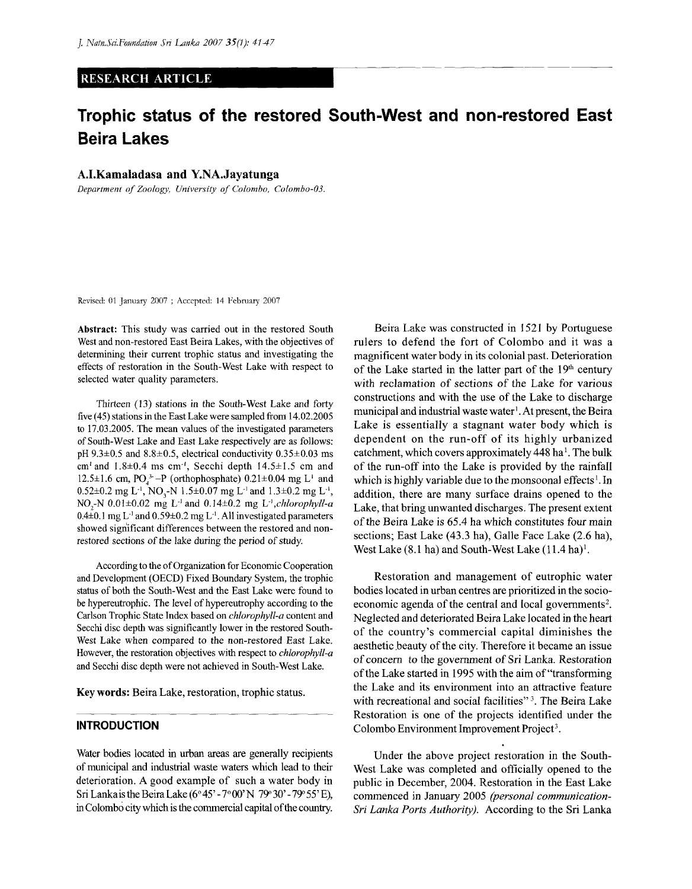RESEARCH ARTICLE

# Trophic status of the restored South-West and non-restored East Beira Lakes

**A.I.Kamaladasa and Y.N.A.Jayatunga**

*Department of Zoology, University of Colombo, Colombo-03.*

Revised: 01 January 2007 ; Accepted: 14 February 2007

**Abstract:** This study was carried out in the restored South West and non-restored East Beira Lakes, with the objectives of determining their current trophic status and investigating the effects of restoration in the South-West Lake with respect to selected water quality parameters.

Thirteen (13) stations in the South-West Lake and forty five (45) stations in the East Lake were sampled from 14.02.2005 to 17.03.2005. The mean values of the investigated parameters of South-West Lake and East Lake respectively are as follows: pH 9.3±0.5 and 8.8±0.5, electrical conductivity 0.35±0.03 ms $cm^{1}$ and 1.8±0.4 ms $cm^{-1}$, Secchi depth 14.5±1.5 cm and 12.5±1.6 cm, $PO_4^{3-}$–P (orthophosphate) 0.21±0.04 mg $L^{1}$ and 0.52±0.2 mg $L^{-1}$, $NO_3$-N 1.5±0.07 mg $L^{-1}$ and 1.3±0.2 mg $L^{-1}$, $NO_2$-N 0.01±0.02 mg $L^{-1}$ and 0.14±0.2 mg $L^{-1}$, *chlorophyll-a* 0.4±0.1 mg $L^{-1}$ and 0.59±0.2 mg $L^{-1}$. All investigated parameters showed significant differences between the restored and non-restored sections of the lake during the period of study.

According to the of Organization for Economic Cooperation and Development (OECD) Fixed Boundary System, the trophic status of both the South-West and the East Lake were found to be hypereutrophic. The level of hypereutrophy according to the Carlson Trophic State Index based on *chlorophyll-a* content and Secchi disc depth was significantly lower in the restored South-West Lake when compared to the non-restored East Lake. However, the restoration objectives with respect to *chlorophyll-a* and Secchi disc depth were not achieved in South-West Lake.

**Key words:** Beira Lake, restoration, trophic status.

## INTRODUCTION

Water bodies located in urban areas are generally recipients of municipal and industrial waste waters which lead to their deterioration. A good example of such a water body in Sri Lanka is the Beira Lake (6°45' - 7°00' N 79°30' - 79°55' E), in Colombo city which is the commercial capital of the country.

Beira Lake was constructed in 1521 by Portuguese rulers to defend the fort of Colombo and it was a magnificent water body in its colonial past. Deterioration of the Lake started in the latter part of the 19th century with reclamation of sections of the Lake for various constructions and with the use of the Lake to discharge municipal and industrial waste water[1]. At present, the Beira Lake is essentially a stagnant water body which is dependent on the run-off of its highly urbanized catchment, which covers approximately 448 ha[1]. The bulk of the run-off into the Lake is provided by the rainfall which is highly variable due to the monsoonal effects[1]. In addition, there are many surface drains opened to the Lake, that bring unwanted discharges. The present extent of the Beira Lake is 65.4 ha which constitutes four main sections; East Lake (43.3 ha), Galle Face Lake (2.6 ha), West Lake (8.1 ha) and South-West Lake (11.4 ha)[1].

Restoration and management of eutrophic water bodies located in urban centres are prioritized in the socio-economic agenda of the central and local governments[2]. Neglected and deteriorated Beira Lake located in the heart of the country's commercial capital diminishes the aesthetic beauty of the city. Therefore it became an issue of concern to the government of Sri Lanka. Restoration of the Lake started in 1995 with the aim of "transforming the Lake and its environment into an attractive feature with recreational and social facilities"[3]. The Beira Lake Restoration is one of the projects identified under the Colombo Environment Improvement Project[3].

Under the above project restoration in the South-West Lake was completed and officially opened to the public in December, 2004. Restoration in the East Lake commenced in January 2005 *(personal communication-Sri Lanka Ports Authority).* According to the Sri Lanka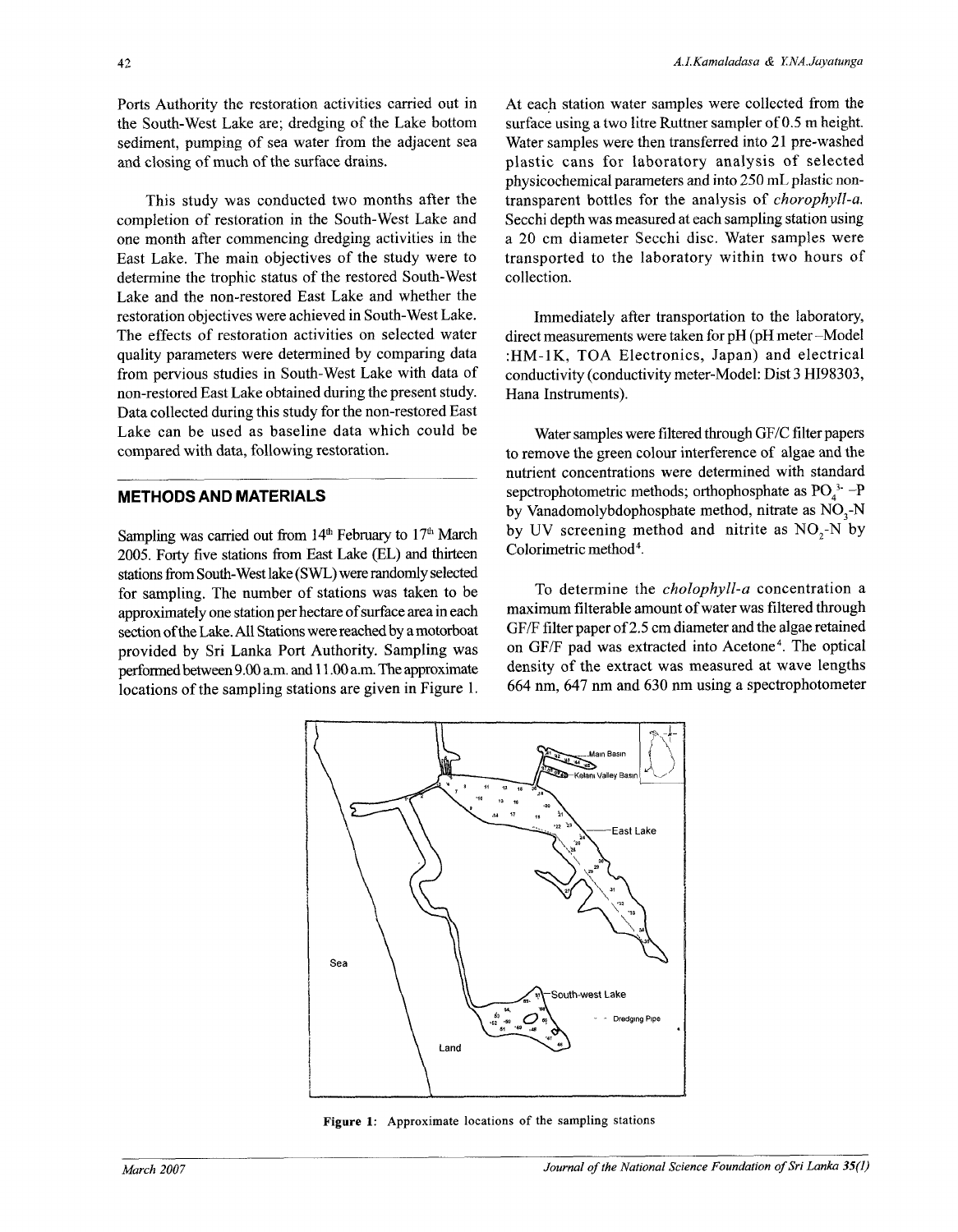Ports Authority the restoration activities carried out in the South-West Lake are; dredging of the Lake bottom sediment, pumping of sea water from the adjacent sea and closing of much of the surface drains.

This study was conducted two months after the completion of restoration in the South-West Lake and one month after commencing dredging activities in the East Lake. The main objectives of the study were to determine the trophic status of the restored South-West Lake and the non-restored East Lake and whether the restoration objectives were achieved in South-West Lake. The effects of restoration activities on selected water quality parameters were determined by comparing data from pervious studies in South-West Lake with data of non-restored East Lake obtained during the present study. Data collected during this study for the non-restored East Lake can be used as baseline data which could be compared with data, following restoration.

## METHODS AND MATERIALS

Sampling was carried out from 14th February to 17th March 2005. Forty five stations from East Lake (EL) and thirteen stations from South-West lake (SWL) were randomly selected for sampling. The number of stations was taken to be approximately one station per hectare of surface area in each section of the Lake. All Stations were reached by a motorboat provided by Sri Lanka Port Authority. Sampling was performed between 9.00 a.m. and 11.00 a.m. The approximate locations of the sampling stations are given in Figure 1.

At each station water samples were collected from the surface using a two litre Ruttner sampler of 0.5 m height. Water samples were then transferred into 2l pre-washed plastic cans for laboratory analysis of selected physicochemical parameters and into 250 mL plastic non-transparent bottles for the analysis of *chorophyll-a*. Secchi depth was measured at each sampling station using a 20 cm diameter Secchi disc. Water samples were transported to the laboratory within two hours of collection.

Immediately after transportation to the laboratory, direct measurements were taken for pH (pH meter –Model :HM-1K, TOA Electronics, Japan) and electrical conductivity (conductivity meter-Model: Dist 3 HI98303, Hana Instruments).

Water samples were filtered through GF/C filter papers to remove the green colour interference of algae and the nutrient concentrations were determined with standard sepctrophotometric methods; orthophosphate as $PO_4^{3-}$ -P by Vanadomolybdophosphate method, nitrate as $NO_3$-N by UV screening method and nitrite as $NO_2$-N by Colorimetric method[4].

To determine the *cholophyll-a* concentration a maximum filterable amount of water was filtered through GF/F filter paper of 2.5 cm diameter and the algae retained on GF/F pad was extracted into Acetone[4]. The optical density of the extract was measured at wave lengths 664 nm, 647 nm and 630 nm using a spectrophotometer

**Figure 1:** Approximate locations of the sampling stations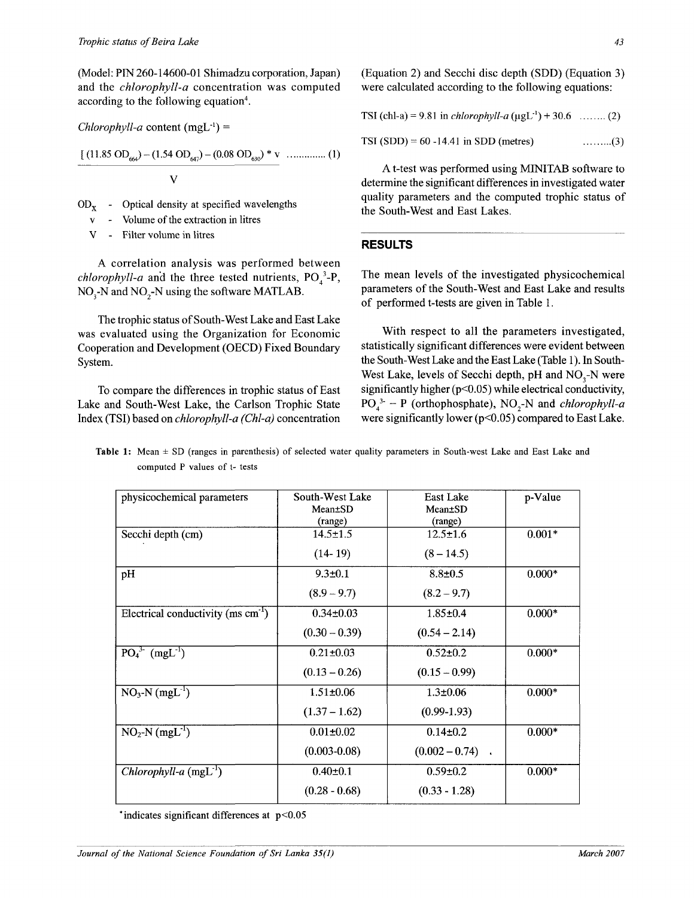(Model: PIN 260-14600-01 Shimadzu corporation, Japan) and the *chlorophyll-a* concentration was computed according to the following equation[4].

*Chlorophyll-a* content ($mgL^{-1}$) =

$$\frac{[(11.85\ OD_{664}) - (1.54\ OD_{647}) - (0.08\ OD_{630})] * v}{V} \quad .............\ (1)$$

$OD_X$ - Optical density at specified wavelengths
$v$ - Volume of the extraction in litres
$V$ - Filter volume in litres

A correlation analysis was performed between *chlorophyll-a* and the three tested nutrients, $PO_4^{3-}$-P, $NO_3$-N and $NO_2$-N using the software MATLAB.

The trophic status of South-West Lake and East Lake was evaluated using the Organization for Economic Cooperation and Development (OECD) Fixed Boundary System.

To compare the differences in trophic status of East Lake and South-West Lake, the Carlson Trophic State Index (TSI) based on *chlorophyll-a (Chl-a)* concentration (Equation 2) and Secchi disc depth (SDD) (Equation 3) were calculated according to the following equations:

$$\text{TSI (chl-a)} = 9.81 \ln \textit{chlorophyll-a}\ (\mu gL^{-1}) + 30.6 \quad ........\ (2)$$

$$\text{TSI (SDD)} = 60 - 14.41 \ln \text{SDD (metres)} \quad .........(3)$$

A t-test was performed using MINITAB software to determine the significant differences in investigated water quality parameters and the computed trophic status of the South-West and East Lakes.

## RESULTS

The mean levels of the investigated physicochemical parameters of the South-West and East Lake and results of performed t-tests are given in Table 1.

With respect to all the parameters investigated, statistically significant differences were evident between the South-West Lake and the East Lake (Table 1). In South-West Lake, levels of Secchi depth, pH and $NO_3$-N were significantly higher ($p<0.05$) while electrical conductivity, $PO_4^{3-}$ – P (orthophosphate), $NO_2$-N and *chlorophyll-a* were significantly lower ($p<0.05$) compared to East Lake.

**Table 1:** Mean ± SD (ranges in parenthesis) of selected water quality parameters in South-west Lake and East Lake and computed P values of t- tests

| physicochemical parameters | South-West Lake Mean±SD (range) | East Lake Mean±SD (range) | p-Value |
|---|---|---|---|
| Secchi depth (cm) | 14.5±1.5 (14- 19) | 12.5±1.6 (8 – 14.5) | 0.001* |
| pH | 9.3±0.1 (8.9 – 9.7) | 8.8±0.5 (8.2 – 9.7) | 0.000* |
| Electrical conductivity (ms $cm^{-1}$) | 0.34±0.03 (0.30 – 0.39) | 1.85±0.4 (0.54 – 2.14) | 0.000* |
| $PO_4^{3-}$ ($mgL^{-1}$) | 0.21±0.03 (0.13 – 0.26) | 0.52±0.2 (0.15 – 0.99) | 0.000* |
| $NO_3$-N ($mgL^{-1}$) | 1.51±0.06 (1.37 – 1.62) | 1.3±0.06 (0.99-1.93) | 0.000* |
| $NO_2$-N ($mgL^{-1}$) | 0.01±0.02 (0.003-0.08) | 0.14±0.2 (0.002 – 0.74) | 0.000* |
| *Chlorophyll-a* ($mgL^{-1}$) | 0.40±0.1 (0.28 - 0.68) | 0.59±0.2 (0.33 - 1.28) | 0.000* |

*indicates significant differences at $p<0.05$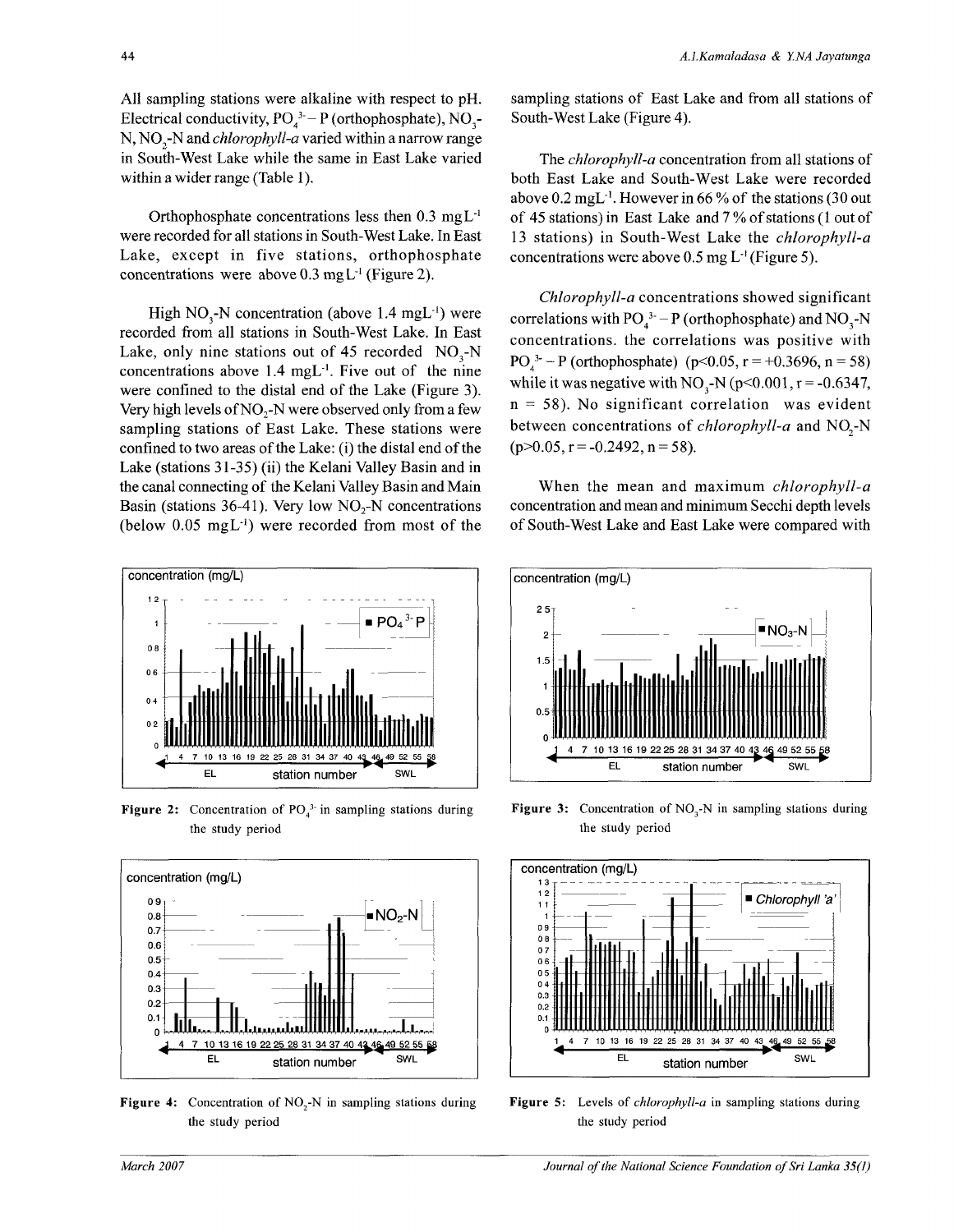All sampling stations were alkaline with respect to pH. Electrical conductivity, $PO_4^{3-}$ – P (orthophosphate), $NO_3$-N, $NO_2$-N and *chlorophyll-a* varied within a narrow range in South-West Lake while the same in East Lake varied within a wider range (Table 1).

Orthophosphate concentrations less then 0.3 mgL$^{-1}$ were recorded for all stations in South-West Lake. In East Lake, except in five stations, orthophosphate concentrations were above 0.3 mgL$^{-1}$ (Figure 2).

High $NO_3$-N concentration (above 1.4 mgL$^{-1}$) were recorded from all stations in South-West Lake. In East Lake, only nine stations out of 45 recorded $NO_3$-N concentrations above 1.4 mgL$^{-1}$. Five out of the nine were confined to the distal end of the Lake (Figure 3). Very high levels of $NO_2$-N were observed only from a few sampling stations of East Lake. These stations were confined to two areas of the Lake: (i) the distal end of the Lake (stations 31-35) (ii) the Kelani Valley Basin and in the canal connecting of the Kelani Valley Basin and Main Basin (stations 36-41). Very low $NO_2$-N concentrations (below 0.05 mgL$^{-1}$) were recorded from most of the sampling stations of East Lake and from all stations of South-West Lake (Figure 4).

The *chlorophyll-a* concentration from all stations of both East Lake and South-West Lake were recorded above 0.2 mgL$^{-1}$. However in 66 % of the stations (30 out of 45 stations) in East Lake and 7 % of stations (1 out of 13 stations) in South-West Lake the *chlorophyll-a* concentrations were above 0.5 mg L$^{-1}$ (Figure 5).

*Chlorophyll-a* concentrations showed significant correlations with $PO_4^{3-}$ – P (orthophosphate) and $NO_3$-N concentrations. the correlations was positive with $PO_4^{3-}$ – P (orthophosphate) ($p<0.05$, $r = +0.3696$, $n = 58$) while it was negative with $NO_3$-N ($p<0.001$, $r = -0.6347$, $n = 58$). No significant correlation was evident between concentrations of *chlorophyll-a* and $NO_2$-N ($p>0.05$, $r = -0.2492$, $n = 58$).

When the mean and maximum *chlorophyll-a* concentration and mean and minimum Secchi depth levels of South-West Lake and East Lake were compared with

**Figure 2:** Concentration of $PO_4^{3-}$ in sampling stations during the study period

**Figure 3:** Concentration of $NO_3$-N in sampling stations during the study period

**Figure 4:** Concentration of $NO_2$-N in sampling stations during the study period

**Figure 5:** Levels of *chlorophyll-a* in sampling stations during the study period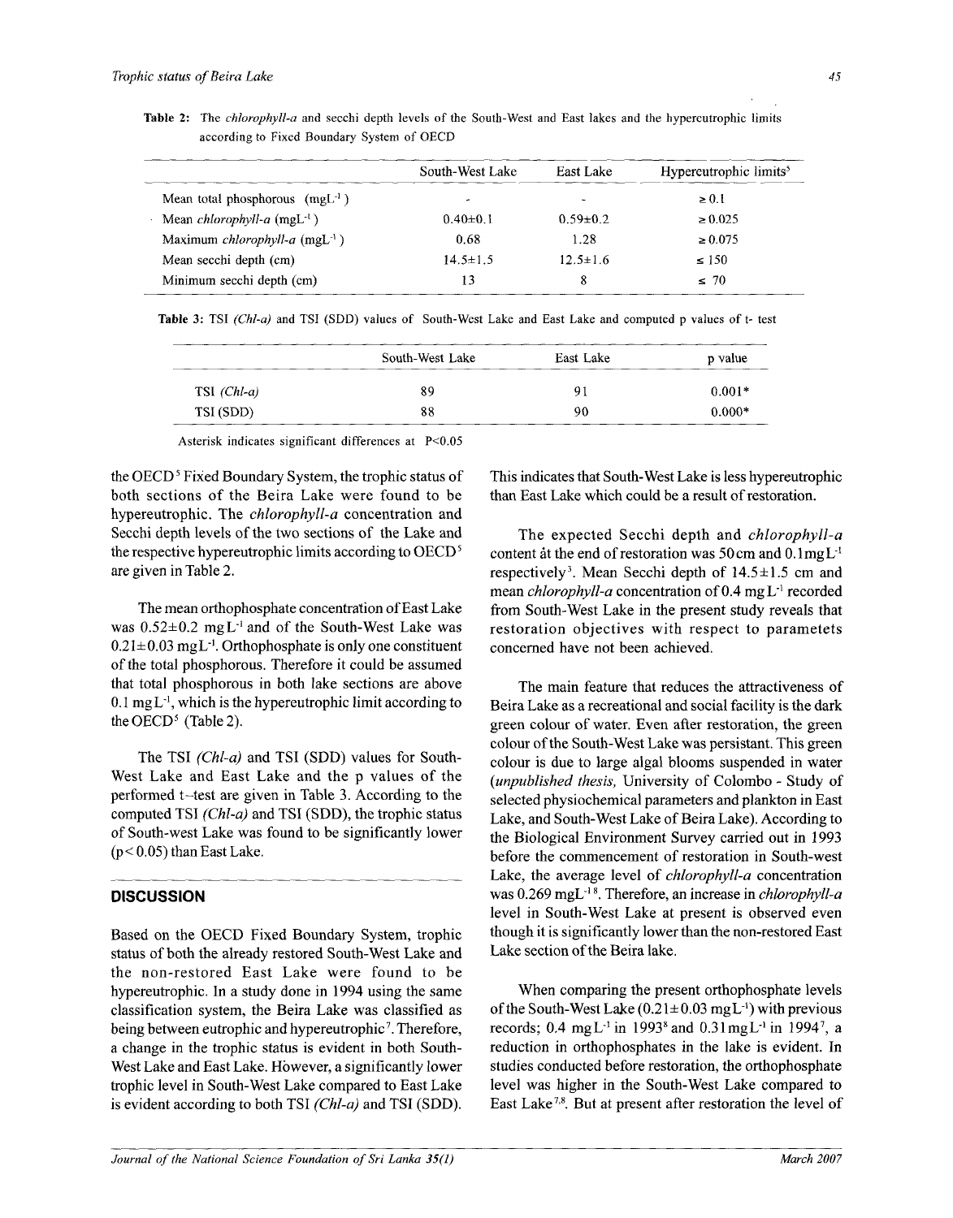Table 2: The *chlorophyll-a* and secchi depth levels of the South-West and East lakes and the hypereutrophic limits according to Fixed Boundary System of OECD

| | South-West Lake | East Lake | Hypereutrophic limits[5] |
|---|---|---|---|
| Mean total phosphorous ($mgL^{-1}$) | - | - | ≥ 0.1 |
| Mean *chlorophyll-a* ($mgL^{-1}$) | 0.40±0.1 | 0.59±0.2 | ≥ 0.025 |
| Maximum *chlorophyll-a* ($mgL^{-1}$) | 0.68 | 1.28 | ≥ 0.075 |
| Mean secchi depth (cm) | 14.5±1.5 | 12.5±1.6 | ≤ 150 |
| Minimum secchi depth (cm) | 13 | 8 | ≤ 70 |

Table 3: TSI *(Chl-a)* and TSI (SDD) values of South-West Lake and East Lake and computed p values of t- test

| | South-West Lake | East Lake | p value |
|---|---|---|---|
| TSI *(Chl-a)* | 89 | 91 | 0.001* |
| TSI (SDD) | 88 | 90 | 0.000* |

Asterisk indicates significant differences at $P<0.05$

the OECD[5] Fixed Boundary System, the trophic status of both sections of the Beira Lake were found to be hypereutrophic. The *chlorophyll-a* concentration and Secchi depth levels of the two sections of the Lake and the respective hypereutrophic limits according to OECD[5] are given in Table 2.

The mean orthophosphate concentration of East Lake was 0.52±0.2 $mgL^{-1}$ and of the South-West Lake was 0.21±0.03 $mgL^{-1}$. Orthophosphate is only one constituent of the total phosphorous. Therefore it could be assumed that total phosphorous in both lake sections are above 0.1 $mgL^{-1}$, which is the hypereutrophic limit according to the OECD[5] (Table 2).

The TSI *(Chl-a)* and TSI (SDD) values for South-West Lake and East Lake and the p values of the performed t–test are given in Table 3. According to the computed TSI *(Chl-a)* and TSI (SDD), the trophic status of South-west Lake was found to be significantly lower ($p< 0.05$) than East Lake.

## DISCUSSION

Based on the OECD Fixed Boundary System, trophic status of both the already restored South-West Lake and the non-restored East Lake were found to be hypereutrophic. In a study done in 1994 using the same classification system, the Beira Lake was classified as being between eutrophic and hypereutrophic[7]. Therefore, a change in the trophic status is evident in both South-West Lake and East Lake. However, a significantly lower trophic level in South-West Lake compared to East Lake is evident according to both TSI *(Chl-a)* and TSI (SDD). This indicates that South-West Lake is less hypereutrophic than East Lake which could be a result of restoration.

The expected Secchi depth and *chlorophyll-a* content at the end of restoration was 50 cm and 0.1 $mgL^{-1}$ respectively[3]. Mean Secchi depth of 14.5±1.5 cm and mean *chlorophyll-a* concentration of 0.4 $mgL^{-1}$ recorded from South-West Lake in the present study reveals that restoration objectives with respect to parametets concerned have not been achieved.

The main feature that reduces the attractiveness of Beira Lake as a recreational and social facility is the dark green colour of water. Even after restoration, the green colour of the South-West Lake was persistant. This green colour is due to large algal blooms suspended in water (*unpublished thesis,* University of Colombo - Study of selected physiochemical parameters and plankton in East Lake, and South-West Lake of Beira Lake). According to the Biological Environment Survey carried out in 1993 before the commencement of restoration in South-west Lake, the average level of *chlorophyll-a* concentration was 0.269 $mgL^{-1}$[8]. Therefore, an increase in *chlorophyll-a* level in South-West Lake at present is observed even though it is significantly lower than the non-restored East Lake section of the Beira lake.

When comparing the present orthophosphate levels of the South-West Lake (0.21± 0.03 $mgL^{-1}$) with previous records; 0.4 $mgL^{-1}$ in 1993[8] and 0.31 $mgL^{-1}$ in 1994[7], a reduction in orthophosphates in the lake is evident. In studies conducted before restoration, the orthophosphate level was higher in the South-West Lake compared to East Lake[7,8]. But at present after restoration the level of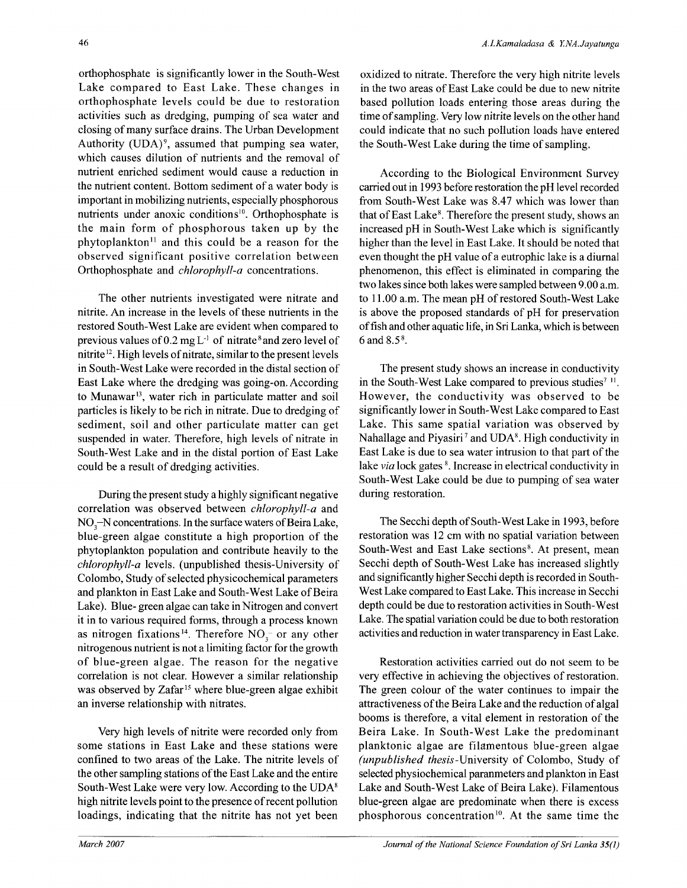orthophosphate is significantly lower in the South-West Lake compared to East Lake. These changes in orthophosphate levels could be due to restoration activities such as dredging, pumping of sea water and closing of many surface drains. The Urban Development Authority (UDA)[9], assumed that pumping sea water, which causes dilution of nutrients and the removal of nutrient enriched sediment would cause a reduction in the nutrient content. Bottom sediment of a water body is important in mobilizing nutrients, especially phosphorous nutrients under anoxic conditions[10]. Orthophosphate is the main form of phosphorous taken up by the phytoplankton[11] and this could be a reason for the observed significant positive correlation between Orthophosphate and *chlorophyll-a* concentrations.

The other nutrients investigated were nitrate and nitrite. An increase in the levels of these nutrients in the restored South-West Lake are evident when compared to previous values of 0.2 mg $L^{-1}$ of nitrate[8] and zero level of nitrite[12]. High levels of nitrate, similar to the present levels in South-West Lake were recorded in the distal section of East Lake where the dredging was going-on. According to Munawar[13], water rich in particulate matter and soil particles is likely to be rich in nitrate. Due to dredging of sediment, soil and other particulate matter can get suspended in water. Therefore, high levels of nitrate in South-West Lake and in the distal portion of East Lake could be a result of dredging activities.

During the present study a highly significant negative correlation was observed between *chlorophyll-a* and $NO_3$–N concentrations. In the surface waters of Beira Lake, blue-green algae constitute a high proportion of the phytoplankton population and contribute heavily to the *chlorophyll-a* levels. (unpublished thesis-University of Colombo, Study of selected physicochemical parameters and plankton in East Lake and South-West Lake of Beira Lake). Blue- green algae can take in Nitrogen and convert it in to various required forms, through a process known as nitrogen fixations[14]. Therefore $NO_3^-$ or any other nitrogenous nutrient is not a limiting factor for the growth of blue-green algae. The reason for the negative correlation is not clear. However a similar relationship was observed by Zafar[15] where blue-green algae exhibit an inverse relationship with nitrates.

Very high levels of nitrite were recorded only from some stations in East Lake and these stations were confined to two areas of the Lake. The nitrite levels of the other sampling stations of the East Lake and the entire South-West Lake were very low. According to the UDA[8] high nitrite levels point to the presence of recent pollution loadings, indicating that the nitrite has not yet been oxidized to nitrate. Therefore the very high nitrite levels in the two areas of East Lake could be due to new nitrite based pollution loads entering those areas during the time of sampling. Very low nitrite levels on the other hand could indicate that no such pollution loads have entered the South-West Lake during the time of sampling.

According to the Biological Environment Survey carried out in 1993 before restoration the pH level recorded from South-West Lake was 8.47 which was lower than that of East Lake[8]. Therefore the present study, shows an increased pH in South-West Lake which is significantly higher than the level in East Lake. It should be noted that even thought the pH value of a eutrophic lake is a diurnal phenomenon, this effect is eliminated in comparing the two lakes since both lakes were sampled between 9.00 a.m. to 11.00 a.m. The mean pH of restored South-West Lake is above the proposed standards of pH for preservation of fish and other aquatic life, in Sri Lanka, which is between 6 and 8.5[8].

The present study shows an increase in conductivity in the South-West Lake compared to previous studies[7, 11]. However, the conductivity was observed to be significantly lower in South-West Lake compared to East Lake. This same spatial variation was observed by Nahallage and Piyasiri[7] and UDA[8]. High conductivity in East Lake is due to sea water intrusion to that part of the lake *via* lock gates[8]. Increase in electrical conductivity in South-West Lake could be due to pumping of sea water during restoration.

The Secchi depth of South-West Lake in 1993, before restoration was 12 cm with no spatial variation between South-West and East Lake sections[8]. At present, mean Secchi depth of South-West Lake has increased slightly and significantly higher Secchi depth is recorded in South-West Lake compared to East Lake. This increase in Secchi depth could be due to restoration activities in South-West Lake. The spatial variation could be due to both restoration activities and reduction in water transparency in East Lake.

Restoration activities carried out do not seem to be very effective in achieving the objectives of restoration. The green colour of the water continues to impair the attractiveness of the Beira Lake and the reduction of algal booms is therefore, a vital element in restoration of the Beira Lake. In South-West Lake the predominant planktonic algae are filamentous blue-green algae *(unpublished thesis*-University of Colombo, Study of selected physiochemical paranmeters and plankton in East Lake and South-West Lake of Beira Lake). Filamentous blue-green algae are predominate when there is excess phosphorous concentration[10]. At the same time the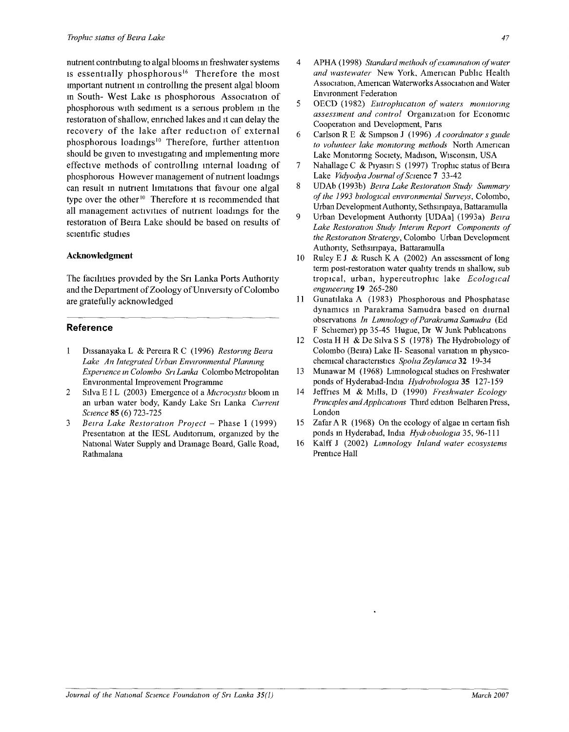nutrient contributing to algal blooms in freshwater systems is essentially phosphorous[16] Therefore the most important nutrient in controlling the present algal bloom in South- West Lake is phosphorous Association of phosphorous with sediment is a serious problem in the restoration of shallow, enriched lakes and it can delay the recovery of the lake after reduction of external phosphorous loadings[10] Therefore, further attention should be given to investigating and implementing more effective methods of controlling internal loading of phosphorous However management of nutrient loadings can result in nutrient limitations that favour one algal type over the other[10] Therefore it is recommended that all management activities of nutrient loadings for the restoration of Beira Lake should be based on results of scientific studies

### Acknowledgment

The facilities provided by the Sri Lanka Ports Authority and the Department of Zoology of University of Colombo are gratefully acknowledged

## Reference

1. Dissanayaka L & Pereira R C (1996) *Restoring Beira Lake An Integrated Urban Environmental Planning Experience in Colombo Sri Lanka* Colombo Metropolitan Environmental Improvement Programme
2. Silva E I L (2003) Emergence of a *Microcystis* bloom in an urban water body, Kandy Lake Sri Lanka *Current Science* **85** (6) 723-725
3. *Beira Lake Restoration Project* – Phase I (1999) Presentation at the IESL Auditorium, organized by the National Water Supply and Drainage Board, Galle Road, Rathmalana
4. APHA (1998) *Standard methods of examination of water and wastewater* New York, American Public Health Association, American Waterworks Association and Water Environment Federation
5. OECD (1982) *Eutrophication of waters monitoring assessment and control* Organization for Economic Cooperation and Development, Paris
6. Carlson R E & Simpson J (1996) *A coordinator s guide to volunteer lake monitoring methods* North American Lake Monitoring Society, Madison, Wisconsin, USA
7. Nahallage C & Piyasiri S (1997) Trophic status of Beira Lake *Vidyodya Journal of Science* **7** 33-42
8. UDAb (1993b) *Beira Lake Restoration Study Summary of the 1993 biological environmental Surveys*, Colombo, Urban Development Authority, Sethsiripaya, Battaramulla
9. Urban Development Authority [UDAa] (1993a) *Beira Lake Restoration Study Interim Report Components of the Restoration Stratergy*, Colombo Urban Development Authority, Sethsiripaya, Battaramulla
10. Ruley E J & Rusch K A (2002) An assessment of long term post-restoration water quality trends in shallow, sub tropical, urban, hypereutrophic lake *Ecological engineering* **19** 265-280
11. Gunatilaka A (1983) Phosphorous and Phosphatase dynamics in Parakrama Samudra based on diurnal observations *In Limnology of Parakrama Samudra* (Ed F Schiemer) pp 35-45 Hugue, Dr W Junk Publications
12. Costa H H & De Silva S S (1978) The Hydrobiology of Colombo (Beira) Lake II- Seasonal variation in physico-chemical characteristics *Spolia Zeylanica* **32** 19-34
13. Munawar M (1968) Limnological studies on Freshwater ponds of Hyderabad-India *Hydrobiologia* **35** 127-159
14. Jeffries M & Mills, D (1990) *Freshwater Ecology Principles and Applications* Third edition Belharen Press, London
15. Zafar A R (1968) On the ecology of algae in certain fish ponds in Hyderabad, India *Hydrobiologia* 35, 96-111
16. Kalff J (2002) *Limnology Inland water ecosystems* Prentice Hall